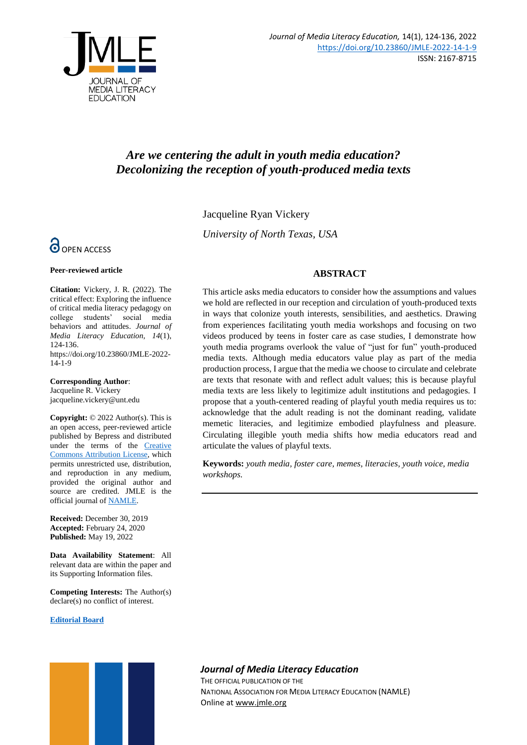# *Are we centering the adult in youth media education? Decolonizing the reception of youth-produced media texts*

Jacqueline Ryan Vickery

*University of North Texas, USA*

OPEN ACCESS

**Peer-reviewed article**

**Citation:** Vickery, J. R. (2022). The critical effect: Exploring the influence of critical media literacy pedagogy on college students' social media behaviors and attitudes. *Journal of Media Literacy Education, 14*(1), 124-136. https://doi.org/10.23860/JMLE-2022-14-1-9

**Corresponding Author**:
Jacqueline R. Vickery
jacqueline.vickery@unt.edu

**Copyright:** © 2022 Author(s). This is an open access, peer-reviewed article published by Bepress and distributed under the terms of the Creative Commons Attribution License, which permits unrestricted use, distribution, and reproduction in any medium, provided the original author and source are credited. JMLE is the official journal of NAMLE.

**Received:** December 30, 2019
**Accepted:** February 24, 2020
**Published:** May 19, 2022

**Data Availability Statement**: All relevant data are within the paper and its Supporting Information files.

**Competing Interests:** The Author(s) declare(s) no conflict of interest.

**Editorial Board**

## ABSTRACT

This article asks media educators to consider how the assumptions and values we hold are reflected in our reception and circulation of youth-produced texts in ways that colonize youth interests, sensibilities, and aesthetics. Drawing from experiences facilitating youth media workshops and focusing on two videos produced by teens in foster care as case studies, I demonstrate how youth media programs overlook the value of "just for fun" youth-produced media texts. Although media educators value play as part of the media production process, I argue that the media we choose to circulate and celebrate are texts that resonate with and reflect adult values; this is because playful media texts are less likely to legitimize adult institutions and pedagogies. I propose that a youth-centered reading of playful youth media requires us to: acknowledge that the adult reading is not the dominant reading, validate memetic literacies, and legitimize embodied playfulness and pleasure. Circulating illegible youth media shifts how media educators read and articulate the values of playful texts.

**Keywords:** *youth media, foster care, memes, literacies, youth voice, media workshops.*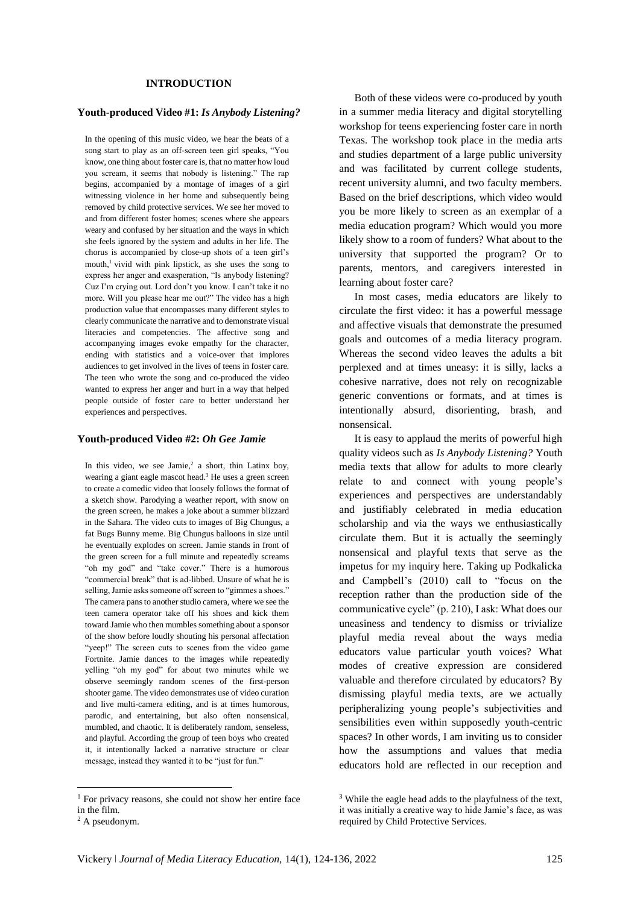## INTRODUCTION

### Youth-produced Video #1: *Is Anybody Listening?*

In the opening of this music video, we hear the beats of a song start to play as an off-screen teen girl speaks, "You know, one thing about foster care is, that no matter how loud you scream, it seems that nobody is listening." The rap begins, accompanied by a montage of images of a girl witnessing violence in her home and subsequently being removed by child protective services. We see her moved to and from different foster homes; scenes where she appears weary and confused by her situation and the ways in which she feels ignored by the system and adults in her life. The chorus is accompanied by close-up shots of a teen girl's mouth,[1] vivid with pink lipstick, as she uses the song to express her anger and exasperation, "Is anybody listening? Cuz I'm crying out. Lord don't you know. I can't take it no more. Will you please hear me out?" The video has a high production value that encompasses many different styles to clearly communicate the narrative and to demonstrate visual literacies and competencies. The affective song and accompanying images evoke empathy for the character, ending with statistics and a voice-over that implores audiences to get involved in the lives of teens in foster care. The teen who wrote the song and co-produced the video wanted to express her anger and hurt in a way that helped people outside of foster care to better understand her experiences and perspectives.

### Youth-produced Video #2: *Oh Gee Jamie*

In this video, we see Jamie,[2] a short, thin Latinx boy, wearing a giant eagle mascot head.[3] He uses a green screen to create a comedic video that loosely follows the format of a sketch show. Parodying a weather report, with snow on the green screen, he makes a joke about a summer blizzard in the Sahara. The video cuts to images of Big Chungus, a fat Bugs Bunny meme. Big Chungus balloons in size until he eventually explodes on screen. Jamie stands in front of the green screen for a full minute and repeatedly screams "oh my god" and "take cover." There is a humorous "commercial break" that is ad-libbed. Unsure of what he is selling, Jamie asks someone off screen to "gimmes a shoes." The camera pans to another studio camera, where we see the teen camera operator take off his shoes and kick them toward Jamie who then mumbles something about a sponsor of the show before loudly shouting his personal affectation "yeep!" The screen cuts to scenes from the video game Fortnite. Jamie dances to the images while repeatedly yelling "oh my god" for about two minutes while we observe seemingly random scenes of the first-person shooter game. The video demonstrates use of video curation and live multi-camera editing, and is at times humorous, parodic, and entertaining, but also often nonsensical, mumbled, and chaotic. It is deliberately random, senseless, and playful. According the group of teen boys who created it, it intentionally lacked a narrative structure or clear message, instead they wanted it to be "just for fun."

Both of these videos were co-produced by youth in a summer media literacy and digital storytelling workshop for teens experiencing foster care in north Texas. The workshop took place in the media arts and studies department of a large public university and was facilitated by current college students, recent university alumni, and two faculty members. Based on the brief descriptions, which video would you be more likely to screen as an exemplar of a media education program? Which would you more likely show to a room of funders? What about to the university that supported the program? Or to parents, mentors, and caregivers interested in learning about foster care?

In most cases, media educators are likely to circulate the first video: it has a powerful message and affective visuals that demonstrate the presumed goals and outcomes of a media literacy program. Whereas the second video leaves the adults a bit perplexed and at times uneasy: it is silly, lacks a cohesive narrative, does not rely on recognizable generic conventions or formats, and at times is intentionally absurd, disorienting, brash, and nonsensical.

It is easy to applaud the merits of powerful high quality videos such as *Is Anybody Listening?* Youth media texts that allow for adults to more clearly relate to and connect with young people's experiences and perspectives are understandably and justifiably celebrated in media education scholarship and via the ways we enthusiastically circulate them. But it is actually the seemingly nonsensical and playful texts that serve as the impetus for my inquiry here. Taking up Podkalicka and Campbell's (2010) call to "focus on the reception rather than the production side of the communicative cycle" (p. 210), I ask: What does our uneasiness and tendency to dismiss or trivialize playful media reveal about the ways media educators value particular youth voices? What modes of creative expression are considered valuable and therefore circulated by educators? By dismissing playful media texts, are we actually peripheralizing young people's subjectivities and sensibilities even within supposedly youth-centric spaces? In other words, I am inviting us to consider how the assumptions and values that media educators hold are reflected in our reception and

---

[1] For privacy reasons, she could not show her entire face in the film.

[2] A pseudonym.

[3] While the eagle head adds to the playfulness of the text, it was initially a creative way to hide Jamie's face, as was required by Child Protective Services.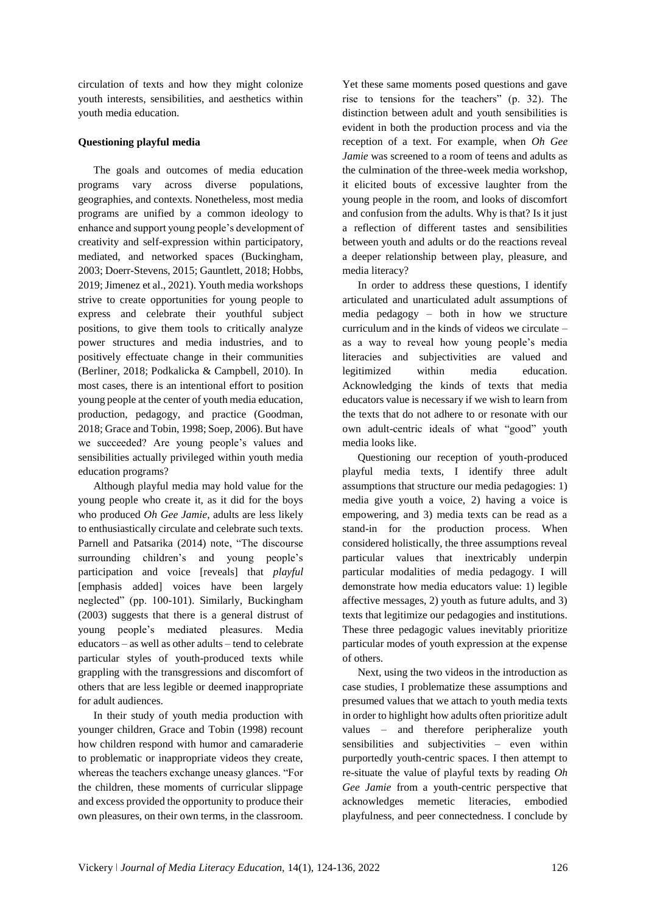circulation of texts and how they might colonize youth interests, sensibilities, and aesthetics within youth media education.

## Questioning playful media

The goals and outcomes of media education programs vary across diverse populations, geographies, and contexts. Nonetheless, most media programs are unified by a common ideology to enhance and support young people's development of creativity and self-expression within participatory, mediated, and networked spaces (Buckingham, 2003; Doerr-Stevens, 2015; Gauntlett, 2018; Hobbs, 2019; Jimenez et al., 2021). Youth media workshops strive to create opportunities for young people to express and celebrate their youthful subject positions, to give them tools to critically analyze power structures and media industries, and to positively effectuate change in their communities (Berliner, 2018; Podkalicka & Campbell, 2010). In most cases, there is an intentional effort to position young people at the center of youth media education, production, pedagogy, and practice (Goodman, 2018; Grace and Tobin, 1998; Soep, 2006). But have we succeeded? Are young people's values and sensibilities actually privileged within youth media education programs?

Although playful media may hold value for the young people who create it, as it did for the boys who produced *Oh Gee Jamie*, adults are less likely to enthusiastically circulate and celebrate such texts. Parnell and Patsarika (2014) note, "The discourse surrounding children's and young people's participation and voice [reveals] that *playful* [emphasis added] voices have been largely neglected" (pp. 100-101). Similarly, Buckingham (2003) suggests that there is a general distrust of young people's mediated pleasures. Media educators – as well as other adults – tend to celebrate particular styles of youth-produced texts while grappling with the transgressions and discomfort of others that are less legible or deemed inappropriate for adult audiences.

In their study of youth media production with younger children, Grace and Tobin (1998) recount how children respond with humor and camaraderie to problematic or inappropriate videos they create, whereas the teachers exchange uneasy glances. "For the children, these moments of curricular slippage and excess provided the opportunity to produce their own pleasures, on their own terms, in the classroom. Yet these same moments posed questions and gave rise to tensions for the teachers" (p. 32). The distinction between adult and youth sensibilities is evident in both the production process and via the reception of a text. For example, when *Oh Gee Jamie* was screened to a room of teens and adults as the culmination of the three-week media workshop, it elicited bouts of excessive laughter from the young people in the room, and looks of discomfort and confusion from the adults. Why is that? Is it just a reflection of different tastes and sensibilities between youth and adults or do the reactions reveal a deeper relationship between play, pleasure, and media literacy?

In order to address these questions, I identify articulated and unarticulated adult assumptions of media pedagogy – both in how we structure curriculum and in the kinds of videos we circulate – as a way to reveal how young people's media literacies and subjectivities are valued and legitimized within media education. Acknowledging the kinds of texts that media educators value is necessary if we wish to learn from the texts that do not adhere to or resonate with our own adult-centric ideals of what "good" youth media looks like.

Questioning our reception of youth-produced playful media texts, I identify three adult assumptions that structure our media pedagogies: 1) media give youth a voice, 2) having a voice is empowering, and 3) media texts can be read as a stand-in for the production process. When considered holistically, the three assumptions reveal particular values that inextricably underpin particular modalities of media pedagogy. I will demonstrate how media educators value: 1) legible affective messages, 2) youth as future adults, and 3) texts that legitimize our pedagogies and institutions. These three pedagogic values inevitably prioritize particular modes of youth expression at the expense of others.

Next, using the two videos in the introduction as case studies, I problematize these assumptions and presumed values that we attach to youth media texts in order to highlight how adults often prioritize adult values – and therefore peripheralize youth sensibilities and subjectivities – even within purportedly youth-centric spaces. I then attempt to re-situate the value of playful texts by reading *Oh Gee Jamie* from a youth-centric perspective that acknowledges memetic literacies, embodied playfulness, and peer connectedness. I conclude by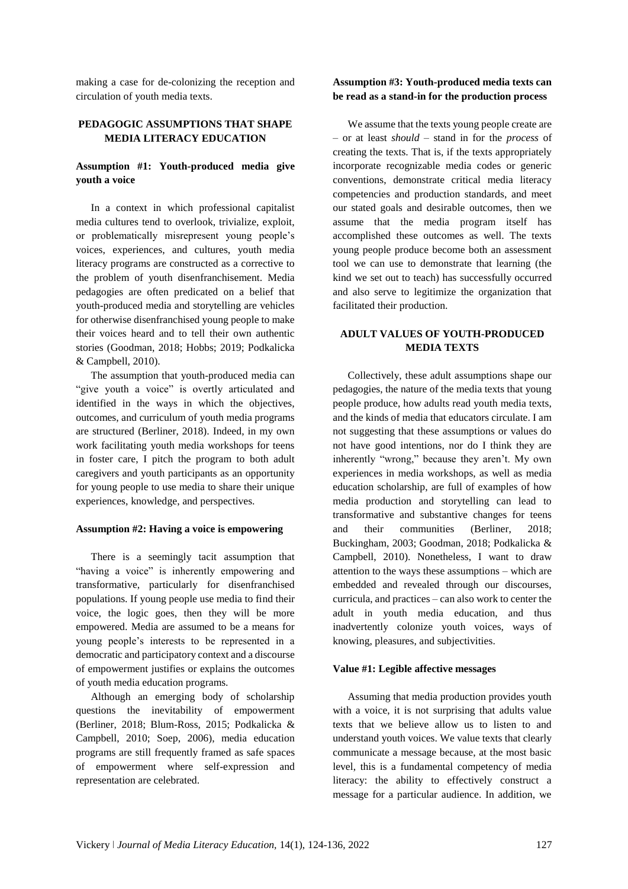making a case for de-colonizing the reception and circulation of youth media texts.

## PEDAGOGIC ASSUMPTIONS THAT SHAPE MEDIA LITERACY EDUCATION

### Assumption #1: Youth-produced media give youth a voice

In a context in which professional capitalist media cultures tend to overlook, trivialize, exploit, or problematically misrepresent young people's voices, experiences, and cultures, youth media literacy programs are constructed as a corrective to the problem of youth disenfranchisement. Media pedagogies are often predicated on a belief that youth-produced media and storytelling are vehicles for otherwise disenfranchised young people to make their voices heard and to tell their own authentic stories (Goodman, 2018; Hobbs; 2019; Podkalicka & Campbell, 2010).

The assumption that youth-produced media can "give youth a voice" is overtly articulated and identified in the ways in which the objectives, outcomes, and curriculum of youth media programs are structured (Berliner, 2018). Indeed, in my own work facilitating youth media workshops for teens in foster care, I pitch the program to both adult caregivers and youth participants as an opportunity for young people to use media to share their unique experiences, knowledge, and perspectives.

### Assumption #2: Having a voice is empowering

There is a seemingly tacit assumption that "having a voice" is inherently empowering and transformative, particularly for disenfranchised populations. If young people use media to find their voice, the logic goes, then they will be more empowered. Media are assumed to be a means for young people's interests to be represented in a democratic and participatory context and a discourse of empowerment justifies or explains the outcomes of youth media education programs.

Although an emerging body of scholarship questions the inevitability of empowerment (Berliner, 2018; Blum-Ross, 2015; Podkalicka & Campbell, 2010; Soep, 2006), media education programs are still frequently framed as safe spaces of empowerment where self-expression and representation are celebrated.

### Assumption #3: Youth-produced media texts can be read as a stand-in for the production process

We assume that the texts young people create are – or at least *should* – stand in for the *process* of creating the texts. That is, if the texts appropriately incorporate recognizable media codes or generic conventions, demonstrate critical media literacy competencies and production standards, and meet our stated goals and desirable outcomes, then we assume that the media program itself has accomplished these outcomes as well. The texts young people produce become both an assessment tool we can use to demonstrate that learning (the kind we set out to teach) has successfully occurred and also serve to legitimize the organization that facilitated their production.

## ADULT VALUES OF YOUTH-PRODUCED MEDIA TEXTS

Collectively, these adult assumptions shape our pedagogies, the nature of the media texts that young people produce, how adults read youth media texts, and the kinds of media that educators circulate. I am not suggesting that these assumptions or values do not have good intentions, nor do I think they are inherently "wrong," because they aren't. My own experiences in media workshops, as well as media education scholarship, are full of examples of how media production and storytelling can lead to transformative and substantive changes for teens and their communities (Berliner, 2018; Buckingham, 2003; Goodman, 2018; Podkalicka & Campbell, 2010). Nonetheless, I want to draw attention to the ways these assumptions – which are embedded and revealed through our discourses, curricula, and practices – can also work to center the adult in youth media education, and thus inadvertently colonize youth voices, ways of knowing, pleasures, and subjectivities.

### Value #1: Legible affective messages

Assuming that media production provides youth with a voice, it is not surprising that adults value texts that we believe allow us to listen to and understand youth voices. We value texts that clearly communicate a message because, at the most basic level, this is a fundamental competency of media literacy: the ability to effectively construct a message for a particular audience. In addition, we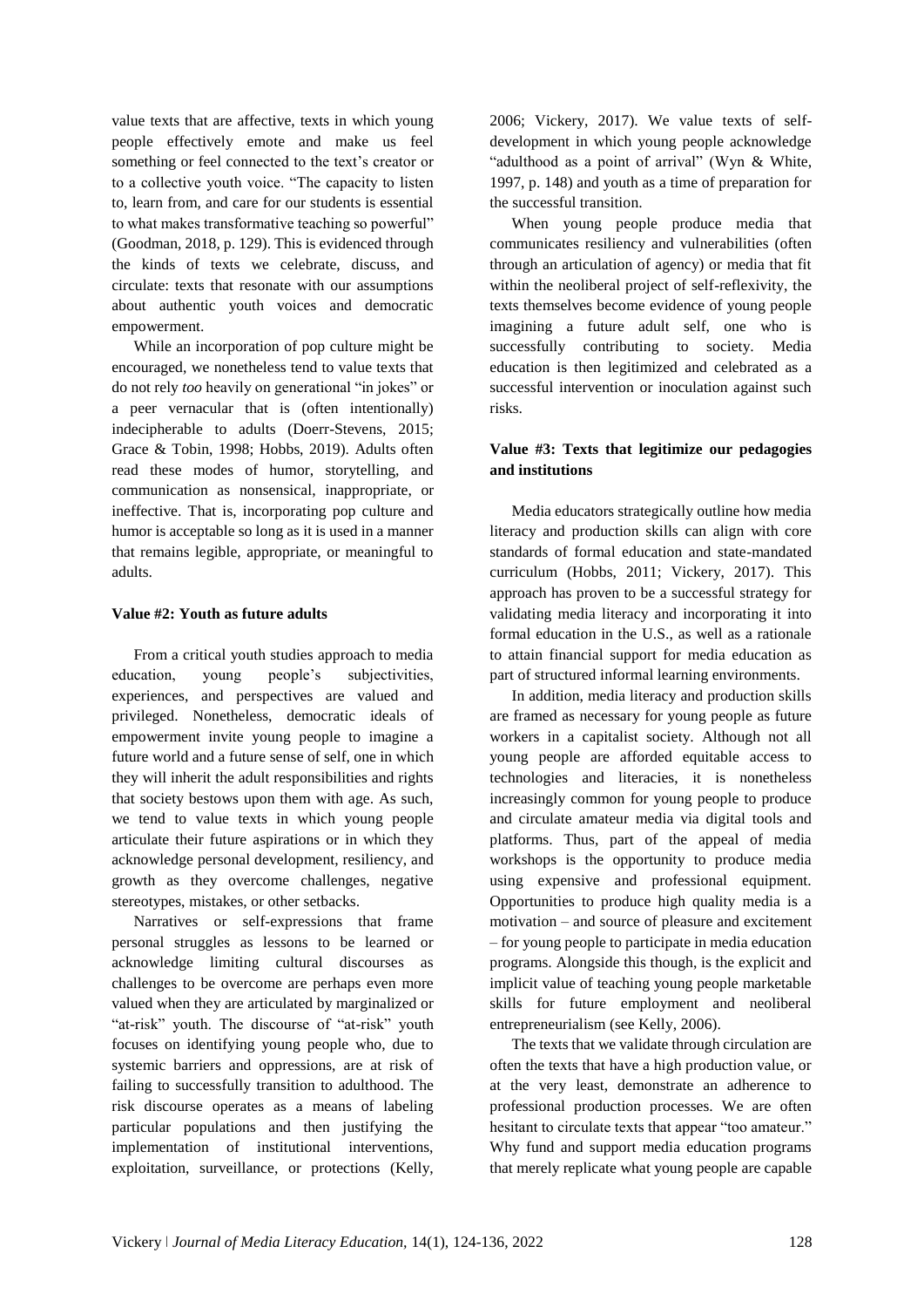value texts that are affective, texts in which young people effectively emote and make us feel something or feel connected to the text's creator or to a collective youth voice. "The capacity to listen to, learn from, and care for our students is essential to what makes transformative teaching so powerful" (Goodman, 2018, p. 129). This is evidenced through the kinds of texts we celebrate, discuss, and circulate: texts that resonate with our assumptions about authentic youth voices and democratic empowerment.

While an incorporation of pop culture might be encouraged, we nonetheless tend to value texts that do not rely *too* heavily on generational "in jokes" or a peer vernacular that is (often intentionally) indecipherable to adults (Doerr-Stevens, 2015; Grace & Tobin, 1998; Hobbs, 2019). Adults often read these modes of humor, storytelling, and communication as nonsensical, inappropriate, or ineffective. That is, incorporating pop culture and humor is acceptable so long as it is used in a manner that remains legible, appropriate, or meaningful to adults.

### Value #2: Youth as future adults

From a critical youth studies approach to media education, young people's subjectivities, experiences, and perspectives are valued and privileged. Nonetheless, democratic ideals of empowerment invite young people to imagine a future world and a future sense of self, one in which they will inherit the adult responsibilities and rights that society bestows upon them with age. As such, we tend to value texts in which young people articulate their future aspirations or in which they acknowledge personal development, resiliency, and growth as they overcome challenges, negative stereotypes, mistakes, or other setbacks.

Narratives or self-expressions that frame personal struggles as lessons to be learned or acknowledge limiting cultural discourses as challenges to be overcome are perhaps even more valued when they are articulated by marginalized or "at-risk" youth. The discourse of "at-risk" youth focuses on identifying young people who, due to systemic barriers and oppressions, are at risk of failing to successfully transition to adulthood. The risk discourse operates as a means of labeling particular populations and then justifying the implementation of institutional interventions, exploitation, surveillance, or protections (Kelly, 2006; Vickery, 2017). We value texts of self-development in which young people acknowledge "adulthood as a point of arrival" (Wyn & White, 1997, p. 148) and youth as a time of preparation for the successful transition.

When young people produce media that communicates resiliency and vulnerabilities (often through an articulation of agency) or media that fit within the neoliberal project of self-reflexivity, the texts themselves become evidence of young people imagining a future adult self, one who is successfully contributing to society. Media education is then legitimized and celebrated as a successful intervention or inoculation against such risks.

### Value #3: Texts that legitimize our pedagogies and institutions

Media educators strategically outline how media literacy and production skills can align with core standards of formal education and state-mandated curriculum (Hobbs, 2011; Vickery, 2017). This approach has proven to be a successful strategy for validating media literacy and incorporating it into formal education in the U.S., as well as a rationale to attain financial support for media education as part of structured informal learning environments.

In addition, media literacy and production skills are framed as necessary for young people as future workers in a capitalist society. Although not all young people are afforded equitable access to technologies and literacies, it is nonetheless increasingly common for young people to produce and circulate amateur media via digital tools and platforms. Thus, part of the appeal of media workshops is the opportunity to produce media using expensive and professional equipment. Opportunities to produce high quality media is a motivation – and source of pleasure and excitement – for young people to participate in media education programs. Alongside this though, is the explicit and implicit value of teaching young people marketable skills for future employment and neoliberal entrepreneurialism (see Kelly, 2006).

The texts that we validate through circulation are often the texts that have a high production value, or at the very least, demonstrate an adherence to professional production processes. We are often hesitant to circulate texts that appear "too amateur." Why fund and support media education programs that merely replicate what young people are capable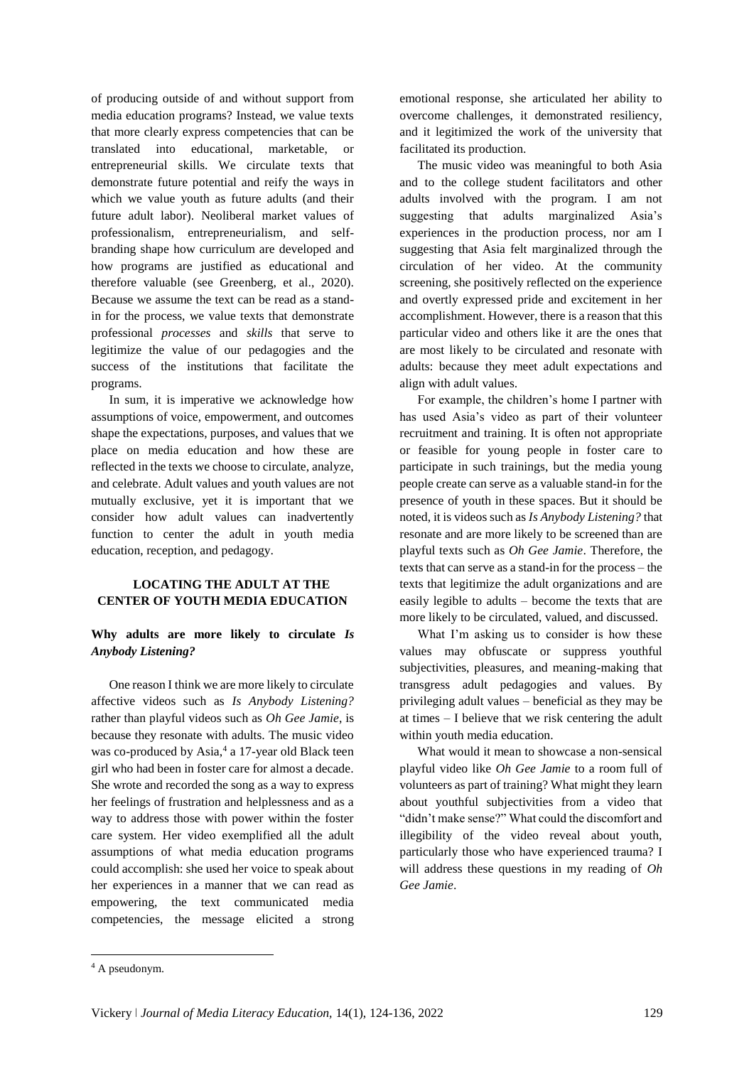of producing outside of and without support from media education programs? Instead, we value texts that more clearly express competencies that can be translated into educational, marketable, or entrepreneurial skills. We circulate texts that demonstrate future potential and reify the ways in which we value youth as future adults (and their future adult labor). Neoliberal market values of professionalism, entrepreneurialism, and self-branding shape how curriculum are developed and how programs are justified as educational and therefore valuable (see Greenberg, et al., 2020). Because we assume the text can be read as a stand-in for the process, we value texts that demonstrate professional *processes* and *skills* that serve to legitimize the value of our pedagogies and the success of the institutions that facilitate the programs.

In sum, it is imperative we acknowledge how assumptions of voice, empowerment, and outcomes shape the expectations, purposes, and values that we place on media education and how these are reflected in the texts we choose to circulate, analyze, and celebrate. Adult values and youth values are not mutually exclusive, yet it is important that we consider how adult values can inadvertently function to center the adult in youth media education, reception, and pedagogy.

## LOCATING THE ADULT AT THE CENTER OF YOUTH MEDIA EDUCATION

### Why adults are more likely to circulate *Is Anybody Listening?*

One reason I think we are more likely to circulate affective videos such as *Is Anybody Listening?* rather than playful videos such as *Oh Gee Jamie*, is because they resonate with adults. The music video was co-produced by Asia,[4] a 17-year old Black teen girl who had been in foster care for almost a decade. She wrote and recorded the song as a way to express her feelings of frustration and helplessness and as a way to address those with power within the foster care system. Her video exemplified all the adult assumptions of what media education programs could accomplish: she used her voice to speak about her experiences in a manner that we can read as empowering, the text communicated media competencies, the message elicited a strong emotional response, she articulated her ability to overcome challenges, it demonstrated resiliency, and it legitimized the work of the university that facilitated its production.

The music video was meaningful to both Asia and to the college student facilitators and other adults involved with the program. I am not suggesting that adults marginalized Asia's experiences in the production process, nor am I suggesting that Asia felt marginalized through the circulation of her video. At the community screening, she positively reflected on the experience and overtly expressed pride and excitement in her accomplishment. However, there is a reason that this particular video and others like it are the ones that are most likely to be circulated and resonate with adults: because they meet adult expectations and align with adult values.

For example, the children's home I partner with has used Asia's video as part of their volunteer recruitment and training. It is often not appropriate or feasible for young people in foster care to participate in such trainings, but the media young people create can serve as a valuable stand-in for the presence of youth in these spaces. But it should be noted, it is videos such as *Is Anybody Listening?* that resonate and are more likely to be screened than are playful texts such as *Oh Gee Jamie*. Therefore, the texts that can serve as a stand-in for the process – the texts that legitimize the adult organizations and are easily legible to adults – become the texts that are more likely to be circulated, valued, and discussed.

What I'm asking us to consider is how these values may obfuscate or suppress youthful subjectivities, pleasures, and meaning-making that transgress adult pedagogies and values. By privileging adult values – beneficial as they may be at times – I believe that we risk centering the adult within youth media education.

What would it mean to showcase a non-sensical playful video like *Oh Gee Jamie* to a room full of volunteers as part of training? What might they learn about youthful subjectivities from a video that "didn't make sense?" What could the discomfort and illegibility of the video reveal about youth, particularly those who have experienced trauma? I will address these questions in my reading of *Oh Gee Jamie*.

---

[4] A pseudonym.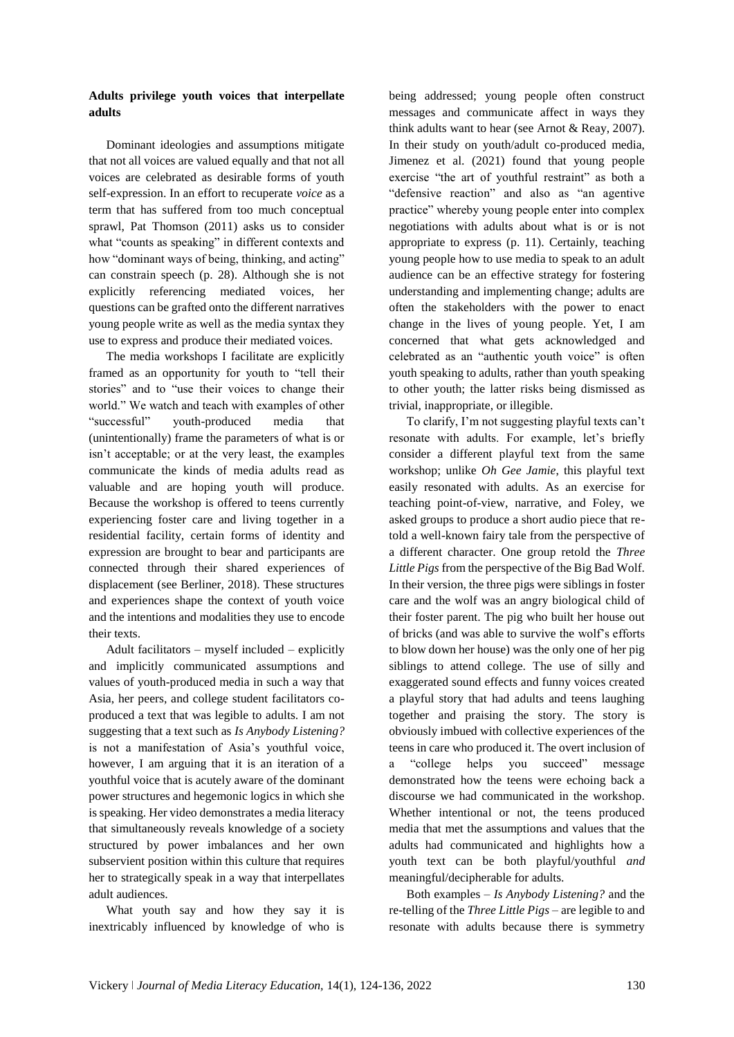### Adults privilege youth voices that interpellate adults

Dominant ideologies and assumptions mitigate that not all voices are valued equally and that not all voices are celebrated as desirable forms of youth self-expression. In an effort to recuperate *voice* as a term that has suffered from too much conceptual sprawl, Pat Thomson (2011) asks us to consider what "counts as speaking" in different contexts and how "dominant ways of being, thinking, and acting" can constrain speech (p. 28). Although she is not explicitly referencing mediated voices, her questions can be grafted onto the different narratives young people write as well as the media syntax they use to express and produce their mediated voices.

The media workshops I facilitate are explicitly framed as an opportunity for youth to "tell their stories" and to "use their voices to change their world." We watch and teach with examples of other "successful" youth-produced media that (unintentionally) frame the parameters of what is or isn't acceptable; or at the very least, the examples communicate the kinds of media adults read as valuable and are hoping youth will produce. Because the workshop is offered to teens currently experiencing foster care and living together in a residential facility, certain forms of identity and expression are brought to bear and participants are connected through their shared experiences of displacement (see Berliner, 2018). These structures and experiences shape the context of youth voice and the intentions and modalities they use to encode their texts.

Adult facilitators – myself included – explicitly and implicitly communicated assumptions and values of youth-produced media in such a way that Asia, her peers, and college student facilitators co-produced a text that was legible to adults. I am not suggesting that a text such as *Is Anybody Listening?* is not a manifestation of Asia's youthful voice, however, I am arguing that it is an iteration of a youthful voice that is acutely aware of the dominant power structures and hegemonic logics in which she is speaking. Her video demonstrates a media literacy that simultaneously reveals knowledge of a society structured by power imbalances and her own subservient position within this culture that requires her to strategically speak in a way that interpellates adult audiences.

What youth say and how they say it is inextricably influenced by knowledge of who is being addressed; young people often construct messages and communicate affect in ways they think adults want to hear (see Arnot & Reay, 2007). In their study on youth/adult co-produced media, Jimenez et al. (2021) found that young people exercise "the art of youthful restraint" as both a "defensive reaction" and also as "an agentive practice" whereby young people enter into complex negotiations with adults about what is or is not appropriate to express (p. 11). Certainly, teaching young people how to use media to speak to an adult audience can be an effective strategy for fostering understanding and implementing change; adults are often the stakeholders with the power to enact change in the lives of young people. Yet, I am concerned that what gets acknowledged and celebrated as an "authentic youth voice" is often youth speaking to adults, rather than youth speaking to other youth; the latter risks being dismissed as trivial, inappropriate, or illegible.

To clarify, I'm not suggesting playful texts can't resonate with adults. For example, let's briefly consider a different playful text from the same workshop; unlike *Oh Gee Jamie*, this playful text easily resonated with adults. As an exercise for teaching point-of-view, narrative, and Foley, we asked groups to produce a short audio piece that re-told a well-known fairy tale from the perspective of a different character. One group retold the *Three Little Pigs* from the perspective of the Big Bad Wolf. In their version, the three pigs were siblings in foster care and the wolf was an angry biological child of their foster parent. The pig who built her house out of bricks (and was able to survive the wolf's efforts to blow down her house) was the only one of her pig siblings to attend college. The use of silly and exaggerated sound effects and funny voices created a playful story that had adults and teens laughing together and praising the story. The story is obviously imbued with collective experiences of the teens in care who produced it. The overt inclusion of a "college helps you succeed" message demonstrated how the teens were echoing back a discourse we had communicated in the workshop. Whether intentional or not, the teens produced media that met the assumptions and values that the adults had communicated and highlights how a youth text can be both playful/youthful *and* meaningful/decipherable for adults.

Both examples – *Is Anybody Listening?* and the re-telling of the *Three Little Pigs* – are legible to and resonate with adults because there is symmetry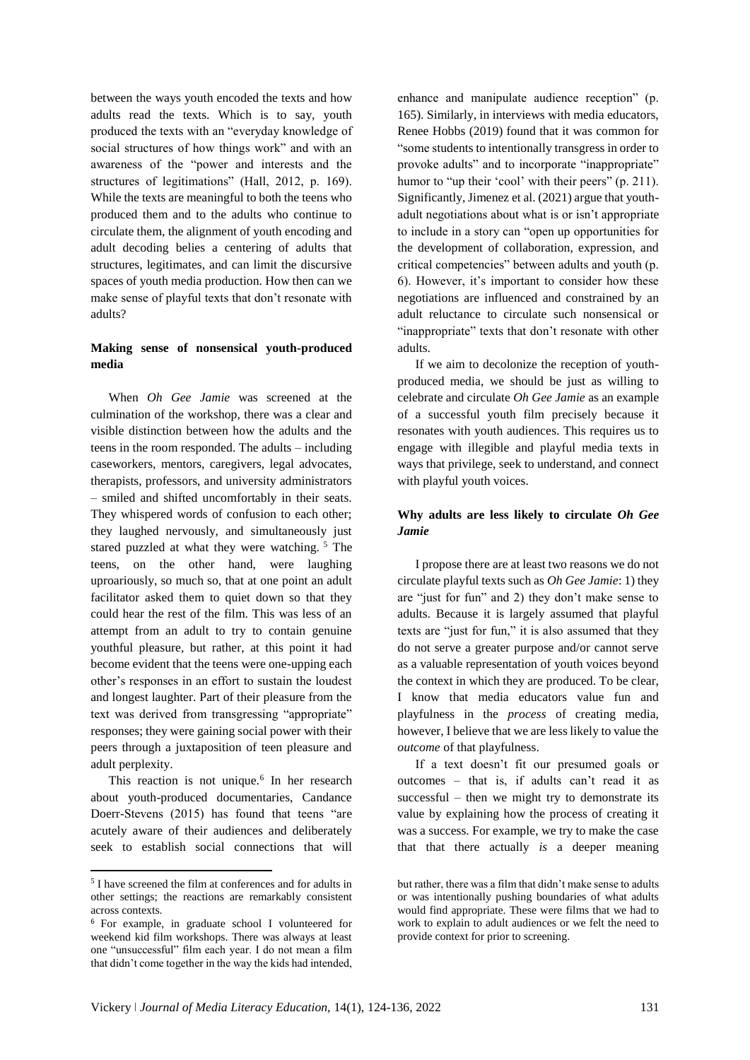between the ways youth encoded the texts and how adults read the texts. Which is to say, youth produced the texts with an "everyday knowledge of social structures of how things work" and with an awareness of the "power and interests and the structures of legitimations" (Hall, 2012, p. 169). While the texts are meaningful to both the teens who produced them and to the adults who continue to circulate them, the alignment of youth encoding and adult decoding belies a centering of adults that structures, legitimates, and can limit the discursive spaces of youth media production. How then can we make sense of playful texts that don't resonate with adults?

### Making sense of nonsensical youth-produced media

When *Oh Gee Jamie* was screened at the culmination of the workshop, there was a clear and visible distinction between how the adults and the teens in the room responded. The adults – including caseworkers, mentors, caregivers, legal advocates, therapists, professors, and university administrators – smiled and shifted uncomfortably in their seats. They whispered words of confusion to each other; they laughed nervously, and simultaneously just stared puzzled at what they were watching. [5] The teens, on the other hand, were laughing uproariously, so much so, that at one point an adult facilitator asked them to quiet down so that they could hear the rest of the film. This was less of an attempt from an adult to try to contain genuine youthful pleasure, but rather, at this point it had become evident that the teens were one-upping each other's responses in an effort to sustain the loudest and longest laughter. Part of their pleasure from the text was derived from transgressing "appropriate" responses; they were gaining social power with their peers through a juxtaposition of teen pleasure and adult perplexity.

This reaction is not unique.[6] In her research about youth-produced documentaries, Candance Doerr-Stevens (2015) has found that teens "are acutely aware of their audiences and deliberately seek to establish social connections that will enhance and manipulate audience reception" (p. 165). Similarly, in interviews with media educators, Renee Hobbs (2019) found that it was common for "some students to intentionally transgress in order to provoke adults" and to incorporate "inappropriate" humor to "up their 'cool' with their peers" (p. 211). Significantly, Jimenez et al. (2021) argue that youth-adult negotiations about what is or isn't appropriate to include in a story can "open up opportunities for the development of collaboration, expression, and critical competencies" between adults and youth (p. 6). However, it's important to consider how these negotiations are influenced and constrained by an adult reluctance to circulate such nonsensical or "inappropriate" texts that don't resonate with other adults.

If we aim to decolonize the reception of youth-produced media, we should be just as willing to celebrate and circulate *Oh Gee Jamie* as an example of a successful youth film precisely because it resonates with youth audiences. This requires us to engage with illegible and playful media texts in ways that privilege, seek to understand, and connect with playful youth voices.

### Why adults are less likely to circulate *Oh Gee Jamie*

I propose there are at least two reasons we do not circulate playful texts such as *Oh Gee Jamie*: 1) they are "just for fun" and 2) they don't make sense to adults. Because it is largely assumed that playful texts are "just for fun," it is also assumed that they do not serve a greater purpose and/or cannot serve as a valuable representation of youth voices beyond the context in which they are produced. To be clear, I know that media educators value fun and playfulness in the *process* of creating media, however, I believe that we are less likely to value the *outcome* of that playfulness.

If a text doesn't fit our presumed goals or outcomes – that is, if adults can't read it as successful – then we might try to demonstrate its value by explaining how the process of creating it was a success. For example, we try to make the case that that there actually *is* a deeper meaning

---

[5] I have screened the film at conferences and for adults in other settings; the reactions are remarkably consistent across contexts.

[6] For example, in graduate school I volunteered for weekend kid film workshops. There was always at least one "unsuccessful" film each year. I do not mean a film that didn't come together in the way the kids had intended, but rather, there was a film that didn't make sense to adults or was intentionally pushing boundaries of what adults would find appropriate. These were films that we had to work to explain to adult audiences or we felt the need to provide context for prior to screening.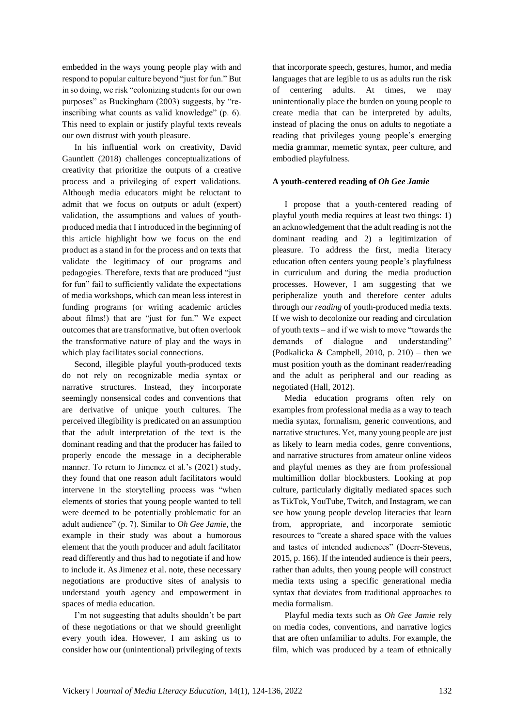embedded in the ways young people play with and respond to popular culture beyond "just for fun." But in so doing, we risk "colonizing students for our own purposes" as Buckingham (2003) suggests, by "re-inscribing what counts as valid knowledge" (p. 6). This need to explain or justify playful texts reveals our own distrust with youth pleasure.

In his influential work on creativity, David Gauntlett (2018) challenges conceptualizations of creativity that prioritize the outputs of a creative process and a privileging of expert validations. Although media educators might be reluctant to admit that we focus on outputs or adult (expert) validation, the assumptions and values of youth-produced media that I introduced in the beginning of this article highlight how we focus on the end product as a stand in for the process and on texts that validate the legitimacy of our programs and pedagogies. Therefore, texts that are produced "just for fun" fail to sufficiently validate the expectations of media workshops, which can mean less interest in funding programs (or writing academic articles about films!) that are "just for fun." We expect outcomes that are transformative, but often overlook the transformative nature of play and the ways in which play facilitates social connections.

Second, illegible playful youth-produced texts do not rely on recognizable media syntax or narrative structures. Instead, they incorporate seemingly nonsensical codes and conventions that are derivative of unique youth cultures. The perceived illegibility is predicated on an assumption that the adult interpretation of the text is the dominant reading and that the producer has failed to properly encode the message in a decipherable manner. To return to Jimenez et al.'s (2021) study, they found that one reason adult facilitators would intervene in the storytelling process was "when elements of stories that young people wanted to tell were deemed to be potentially problematic for an adult audience" (p. 7). Similar to *Oh Gee Jamie*, the example in their study was about a humorous element that the youth producer and adult facilitator read differently and thus had to negotiate if and how to include it. As Jimenez et al. note, these necessary negotiations are productive sites of analysis to understand youth agency and empowerment in spaces of media education.

I'm not suggesting that adults shouldn't be part of these negotiations or that we should greenlight every youth idea. However, I am asking us to consider how our (unintentional) privileging of texts that incorporate speech, gestures, humor, and media languages that are legible to us as adults run the risk of centering adults. At times, we may unintentionally place the burden on young people to create media that can be interpreted by adults, instead of placing the onus on adults to negotiate a reading that privileges young people's emerging media grammar, memetic syntax, peer culture, and embodied playfulness.

### A youth-centered reading of *Oh Gee Jamie*

I propose that a youth-centered reading of playful youth media requires at least two things: 1) an acknowledgement that the adult reading is not the dominant reading and 2) a legitimization of pleasure. To address the first, media literacy education often centers young people's playfulness in curriculum and during the media production processes. However, I am suggesting that we peripheralize youth and therefore center adults through our *reading* of youth-produced media texts. If we wish to decolonize our reading and circulation of youth texts – and if we wish to move "towards the demands of dialogue and understanding" (Podkalicka & Campbell, 2010, p. 210) – then we must position youth as the dominant reader/reading and the adult as peripheral and our reading as negotiated (Hall, 2012).

Media education programs often rely on examples from professional media as a way to teach media syntax, formalism, generic conventions, and narrative structures. Yet, many young people are just as likely to learn media codes, genre conventions, and narrative structures from amateur online videos and playful memes as they are from professional multimillion dollar blockbusters. Looking at pop culture, particularly digitally mediated spaces such as TikTok, YouTube, Twitch, and Instagram, we can see how young people develop literacies that learn from, appropriate, and incorporate semiotic resources to "create a shared space with the values and tastes of intended audiences" (Doerr-Stevens, 2015, p. 166). If the intended audience is their peers, rather than adults, then young people will construct media texts using a specific generational media syntax that deviates from traditional approaches to media formalism.

Playful media texts such as *Oh Gee Jamie* rely on media codes, conventions, and narrative logics that are often unfamiliar to adults. For example, the film, which was produced by a team of ethnically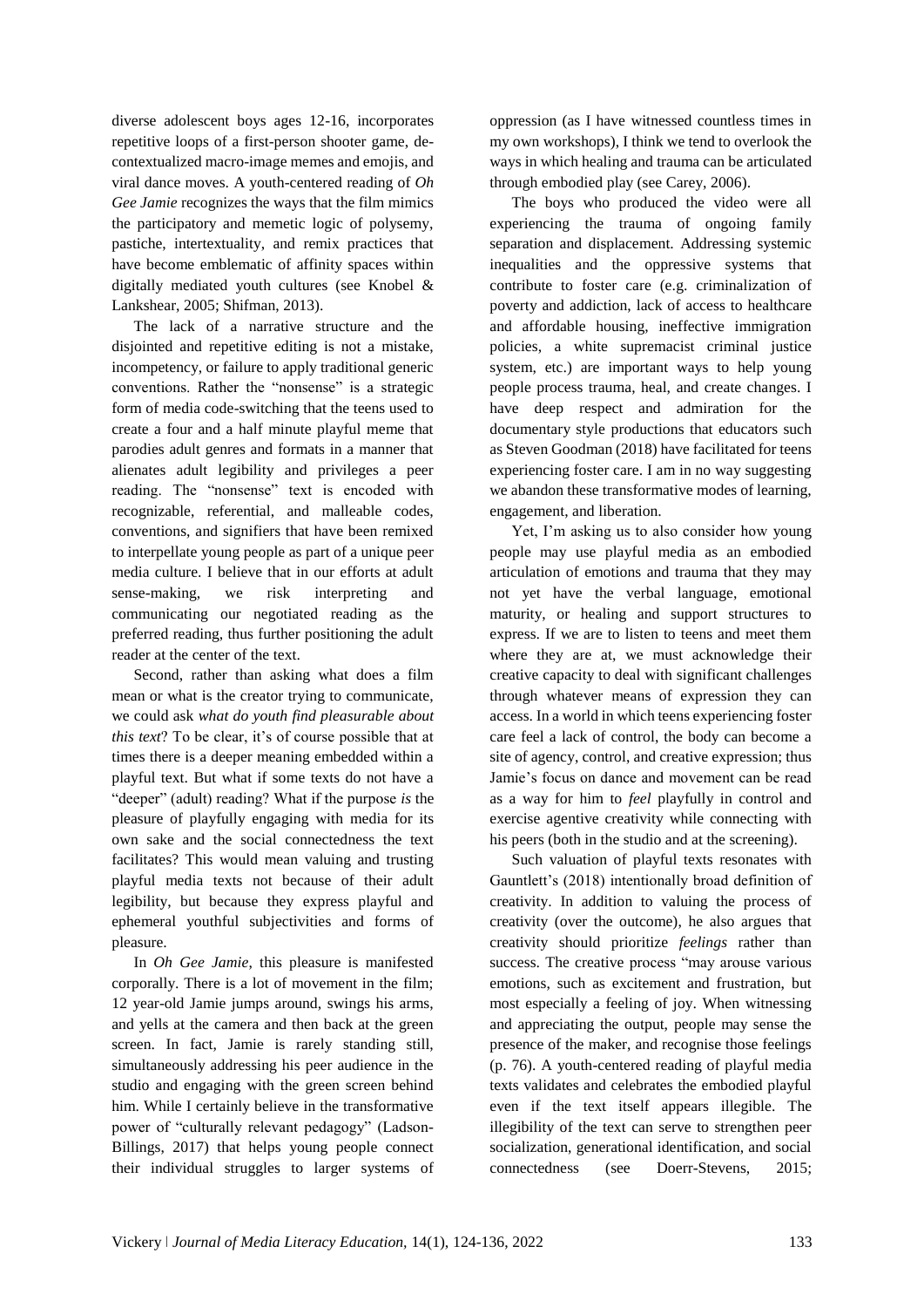diverse adolescent boys ages 12-16, incorporates repetitive loops of a first-person shooter game, de-contextualized macro-image memes and emojis, and viral dance moves. A youth-centered reading of *Oh Gee Jamie* recognizes the ways that the film mimics the participatory and memetic logic of polysemy, pastiche, intertextuality, and remix practices that have become emblematic of affinity spaces within digitally mediated youth cultures (see Knobel & Lankshear, 2005; Shifman, 2013).

The lack of a narrative structure and the disjointed and repetitive editing is not a mistake, incompetency, or failure to apply traditional generic conventions. Rather the "nonsense" is a strategic form of media code-switching that the teens used to create a four and a half minute playful meme that parodies adult genres and formats in a manner that alienates adult legibility and privileges a peer reading. The "nonsense" text is encoded with recognizable, referential, and malleable codes, conventions, and signifiers that have been remixed to interpellate young people as part of a unique peer media culture. I believe that in our efforts at adult sense-making, we risk interpreting and communicating our negotiated reading as the preferred reading, thus further positioning the adult reader at the center of the text.

Second, rather than asking what does a film mean or what is the creator trying to communicate, we could ask *what do youth find pleasurable about this text*? To be clear, it's of course possible that at times there is a deeper meaning embedded within a playful text. But what if some texts do not have a "deeper" (adult) reading? What if the purpose *is* the pleasure of playfully engaging with media for its own sake and the social connectedness the text facilitates? This would mean valuing and trusting playful media texts not because of their adult legibility, but because they express playful and ephemeral youthful subjectivities and forms of pleasure.

In *Oh Gee Jamie*, this pleasure is manifested corporally. There is a lot of movement in the film; 12 year-old Jamie jumps around, swings his arms, and yells at the camera and then back at the green screen. In fact, Jamie is rarely standing still, simultaneously addressing his peer audience in the studio and engaging with the green screen behind him. While I certainly believe in the transformative power of "culturally relevant pedagogy" (Ladson-Billings, 2017) that helps young people connect their individual struggles to larger systems of oppression (as I have witnessed countless times in my own workshops), I think we tend to overlook the ways in which healing and trauma can be articulated through embodied play (see Carey, 2006).

The boys who produced the video were all experiencing the trauma of ongoing family separation and displacement. Addressing systemic inequalities and the oppressive systems that contribute to foster care (e.g. criminalization of poverty and addiction, lack of access to healthcare and affordable housing, ineffective immigration policies, a white supremacist criminal justice system, etc.) are important ways to help young people process trauma, heal, and create changes. I have deep respect and admiration for the documentary style productions that educators such as Steven Goodman (2018) have facilitated for teens experiencing foster care. I am in no way suggesting we abandon these transformative modes of learning, engagement, and liberation.

Yet, I'm asking us to also consider how young people may use playful media as an embodied articulation of emotions and trauma that they may not yet have the verbal language, emotional maturity, or healing and support structures to express. If we are to listen to teens and meet them where they are at, we must acknowledge their creative capacity to deal with significant challenges through whatever means of expression they can access. In a world in which teens experiencing foster care feel a lack of control, the body can become a site of agency, control, and creative expression; thus Jamie's focus on dance and movement can be read as a way for him to *feel* playfully in control and exercise agentive creativity while connecting with his peers (both in the studio and at the screening).

Such valuation of playful texts resonates with Gauntlett's (2018) intentionally broad definition of creativity. In addition to valuing the process of creativity (over the outcome), he also argues that creativity should prioritize *feelings* rather than success. The creative process "may arouse various emotions, such as excitement and frustration, but most especially a feeling of joy. When witnessing and appreciating the output, people may sense the presence of the maker, and recognise those feelings (p. 76). A youth-centered reading of playful media texts validates and celebrates the embodied playful even if the text itself appears illegible. The illegibility of the text can serve to strengthen peer socialization, generational identification, and social connectedness (see Doerr-Stevens, 2015;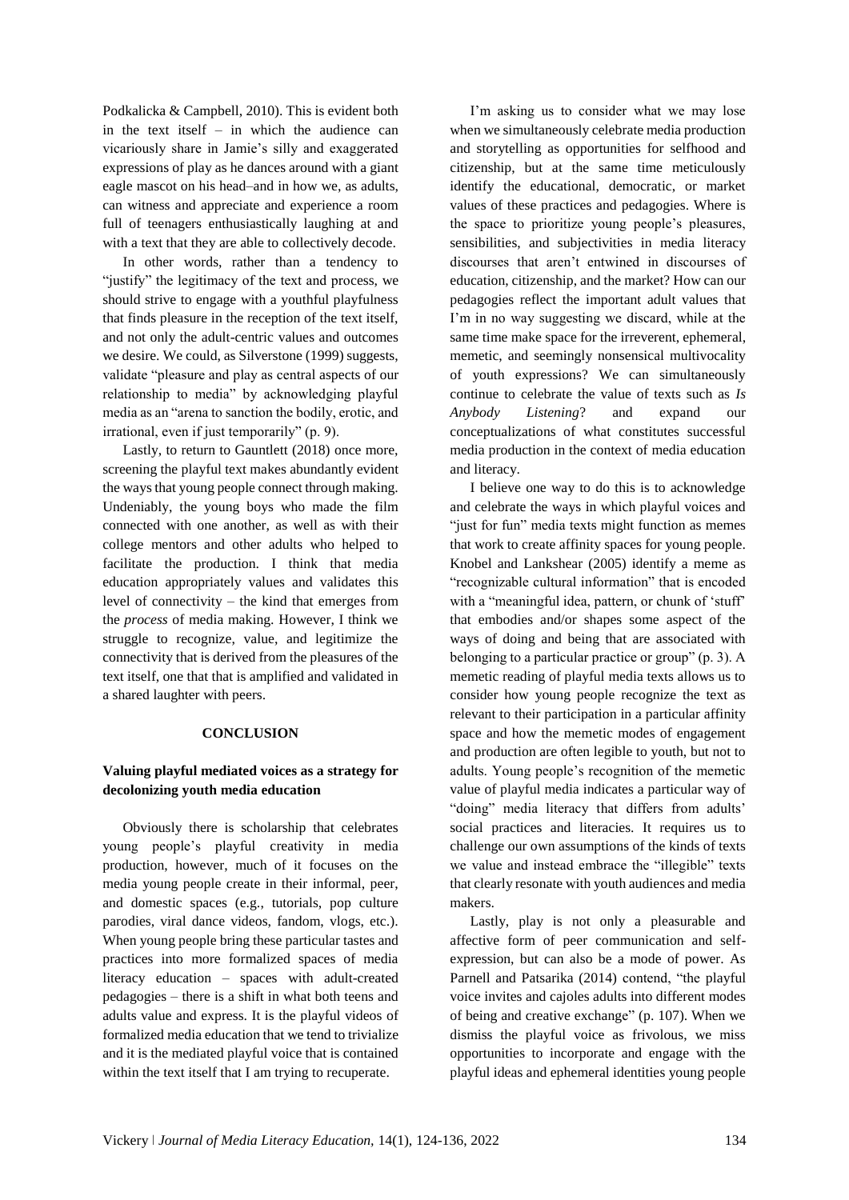Podkalicka & Campbell, 2010). This is evident both in the text itself – in which the audience can vicariously share in Jamie's silly and exaggerated expressions of play as he dances around with a giant eagle mascot on his head–and in how we, as adults, can witness and appreciate and experience a room full of teenagers enthusiastically laughing at and with a text that they are able to collectively decode.

In other words, rather than a tendency to "justify" the legitimacy of the text and process, we should strive to engage with a youthful playfulness that finds pleasure in the reception of the text itself, and not only the adult-centric values and outcomes we desire. We could, as Silverstone (1999) suggests, validate "pleasure and play as central aspects of our relationship to media" by acknowledging playful media as an "arena to sanction the bodily, erotic, and irrational, even if just temporarily" (p. 9).

Lastly, to return to Gauntlett (2018) once more, screening the playful text makes abundantly evident the ways that young people connect through making. Undeniably, the young boys who made the film connected with one another, as well as with their college mentors and other adults who helped to facilitate the production. I think that media education appropriately values and validates this level of connectivity – the kind that emerges from the *process* of media making. However, I think we struggle to recognize, value, and legitimize the connectivity that is derived from the pleasures of the text itself, one that that is amplified and validated in a shared laughter with peers.

## CONCLUSION

### Valuing playful mediated voices as a strategy for decolonizing youth media education

Obviously there is scholarship that celebrates young people's playful creativity in media production, however, much of it focuses on the media young people create in their informal, peer, and domestic spaces (e.g., tutorials, pop culture parodies, viral dance videos, fandom, vlogs, etc.). When young people bring these particular tastes and practices into more formalized spaces of media literacy education – spaces with adult-created pedagogies – there is a shift in what both teens and adults value and express. It is the playful videos of formalized media education that we tend to trivialize and it is the mediated playful voice that is contained within the text itself that I am trying to recuperate.

I'm asking us to consider what we may lose when we simultaneously celebrate media production and storytelling as opportunities for selfhood and citizenship, but at the same time meticulously identify the educational, democratic, or market values of these practices and pedagogies. Where is the space to prioritize young people's pleasures, sensibilities, and subjectivities in media literacy discourses that aren't entwined in discourses of education, citizenship, and the market? How can our pedagogies reflect the important adult values that I'm in no way suggesting we discard, while at the same time make space for the irreverent, ephemeral, memetic, and seemingly nonsensical multivocality of youth expressions? We can simultaneously continue to celebrate the value of texts such as *Is Anybody Listening*? and expand our conceptualizations of what constitutes successful media production in the context of media education and literacy.

I believe one way to do this is to acknowledge and celebrate the ways in which playful voices and "just for fun" media texts might function as memes that work to create affinity spaces for young people. Knobel and Lankshear (2005) identify a meme as "recognizable cultural information" that is encoded with a "meaningful idea, pattern, or chunk of 'stuff' that embodies and/or shapes some aspect of the ways of doing and being that are associated with belonging to a particular practice or group" (p. 3). A memetic reading of playful media texts allows us to consider how young people recognize the text as relevant to their participation in a particular affinity space and how the memetic modes of engagement and production are often legible to youth, but not to adults. Young people's recognition of the memetic value of playful media indicates a particular way of "doing" media literacy that differs from adults' social practices and literacies. It requires us to challenge our own assumptions of the kinds of texts we value and instead embrace the "illegible" texts that clearly resonate with youth audiences and media makers.

Lastly, play is not only a pleasurable and affective form of peer communication and self-expression, but can also be a mode of power. As Parnell and Patsarika (2014) contend, "the playful voice invites and cajoles adults into different modes of being and creative exchange" (p. 107). When we dismiss the playful voice as frivolous, we miss opportunities to incorporate and engage with the playful ideas and ephemeral identities young people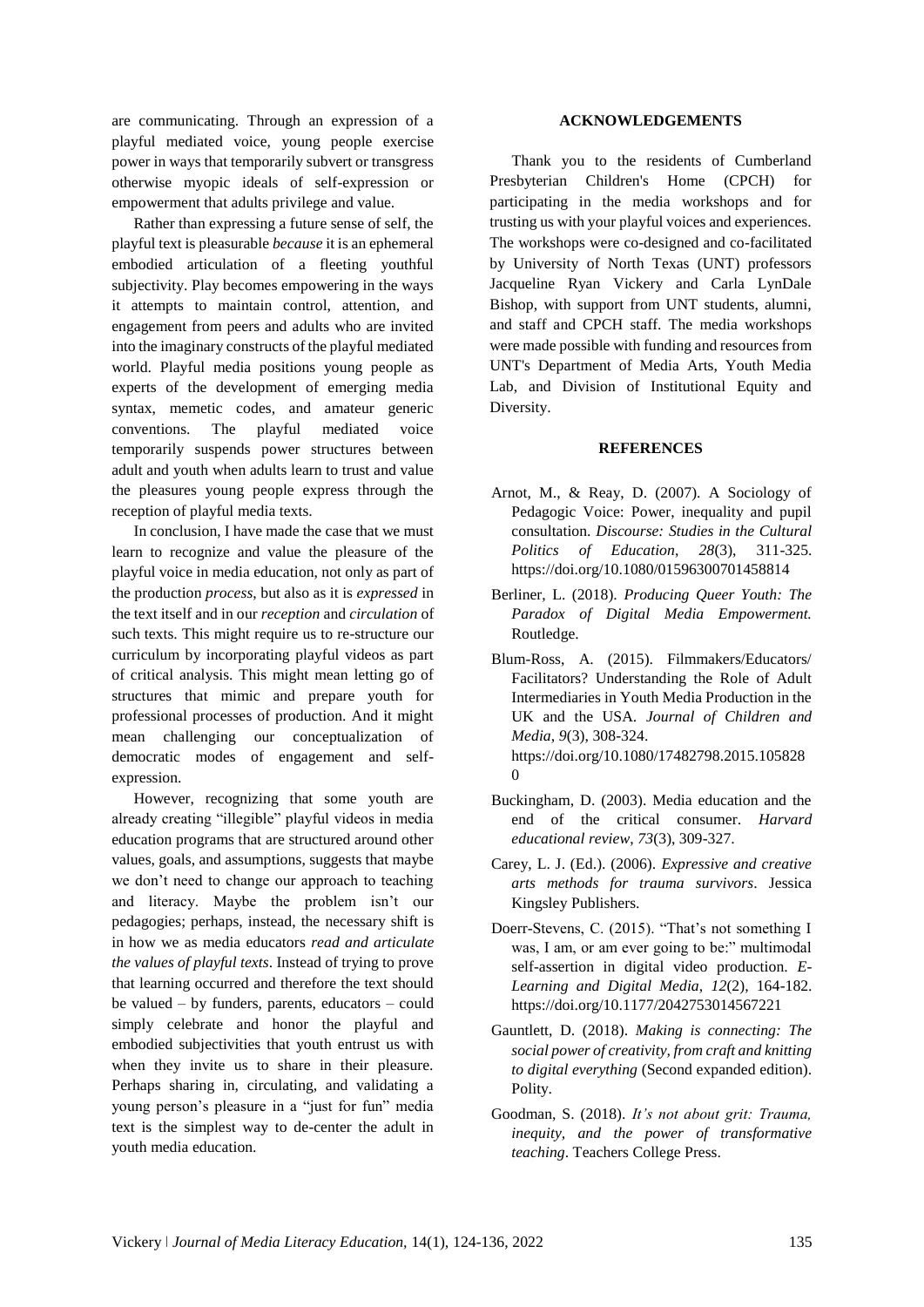are communicating. Through an expression of a playful mediated voice, young people exercise power in ways that temporarily subvert or transgress otherwise myopic ideals of self-expression or empowerment that adults privilege and value.

Rather than expressing a future sense of self, the playful text is pleasurable *because* it is an ephemeral embodied articulation of a fleeting youthful subjectivity. Play becomes empowering in the ways it attempts to maintain control, attention, and engagement from peers and adults who are invited into the imaginary constructs of the playful mediated world. Playful media positions young people as experts of the development of emerging media syntax, memetic codes, and amateur generic conventions. The playful mediated voice temporarily suspends power structures between adult and youth when adults learn to trust and value the pleasures young people express through the reception of playful media texts.

In conclusion, I have made the case that we must learn to recognize and value the pleasure of the playful voice in media education, not only as part of the production *process*, but also as it is *expressed* in the text itself and in our *reception* and *circulation* of such texts. This might require us to re-structure our curriculum by incorporating playful videos as part of critical analysis. This might mean letting go of structures that mimic and prepare youth for professional processes of production. And it might mean challenging our conceptualization of democratic modes of engagement and self-expression.

However, recognizing that some youth are already creating "illegible" playful videos in media education programs that are structured around other values, goals, and assumptions, suggests that maybe we don't need to change our approach to teaching and literacy. Maybe the problem isn't our pedagogies; perhaps, instead, the necessary shift is in how we as media educators *read and articulate the values of playful texts*. Instead of trying to prove that learning occurred and therefore the text should be valued – by funders, parents, educators – could simply celebrate and honor the playful and embodied subjectivities that youth entrust us with when they invite us to share in their pleasure. Perhaps sharing in, circulating, and validating a young person's pleasure in a "just for fun" media text is the simplest way to de-center the adult in youth media education.

## ACKNOWLEDGEMENTS

Thank you to the residents of Cumberland Presbyterian Children's Home (CPCH) for participating in the media workshops and for trusting us with your playful voices and experiences. The workshops were co-designed and co-facilitated by University of North Texas (UNT) professors Jacqueline Ryan Vickery and Carla LynDale Bishop, with support from UNT students, alumni, and staff and CPCH staff. The media workshops were made possible with funding and resources from UNT's Department of Media Arts, Youth Media Lab, and Division of Institutional Equity and Diversity.

## REFERENCES

Arnot, M., & Reay, D. (2007). A Sociology of Pedagogic Voice: Power, inequality and pupil consultation. *Discourse: Studies in the Cultural Politics of Education*, *28*(3), 311-325. https://doi.org/10.1080/01596300701458814

Berliner, L. (2018). *Producing Queer Youth: The Paradox of Digital Media Empowerment.* Routledge.

Blum-Ross, A. (2015). Filmmakers/Educators/ Facilitators? Understanding the Role of Adult Intermediaries in Youth Media Production in the UK and the USA. *Journal of Children and Media*, *9*(3), 308-324. https://doi.org/10.1080/17482798.2015.1058280

Buckingham, D. (2003). Media education and the end of the critical consumer. *Harvard educational review*, *73*(3), 309-327.

Carey, L. J. (Ed.). (2006). *Expressive and creative arts methods for trauma survivors*. Jessica Kingsley Publishers.

Doerr-Stevens, C. (2015). "That's not something I was, I am, or am ever going to be:" multimodal self-assertion in digital video production. *E-Learning and Digital Media*, *12*(2), 164-182. https://doi.org/10.1177/2042753014567221

Gauntlett, D. (2018). *Making is connecting: The social power of creativity, from craft and knitting to digital everything* (Second expanded edition). Polity.

Goodman, S. (2018). *It's not about grit: Trauma, inequity, and the power of transformative teaching*. Teachers College Press.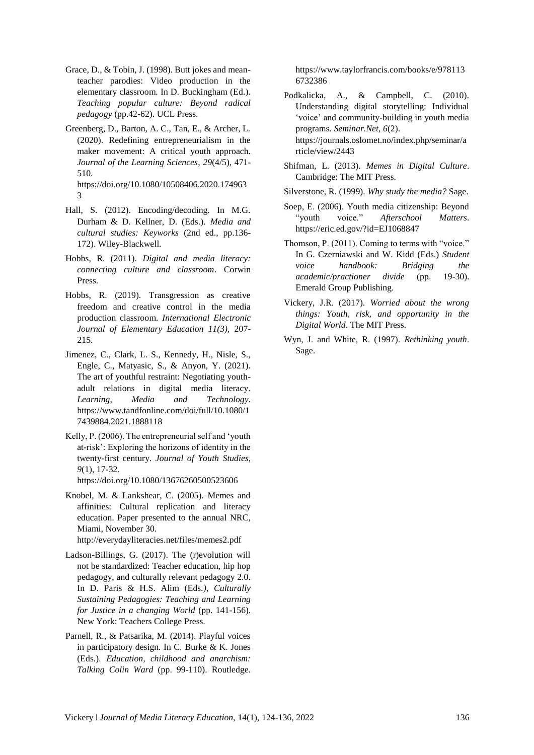Grace, D., & Tobin, J. (1998). Butt jokes and mean-teacher parodies: Video production in the elementary classroom. In D. Buckingham (Ed.). *Teaching popular culture: Beyond radical pedagogy* (pp.42-62). UCL Press.

Greenberg, D., Barton, A. C., Tan, E., & Archer, L. (2020). Redefining entrepreneurialism in the maker movement: A critical youth approach. *Journal of the Learning Sciences*, *29*(4/5), 471-510. https://doi.org/10.1080/10508406.2020.1749633

Hall, S. (2012). Encoding/decoding. In M.G. Durham & D. Kellner, D. (Eds.). *Media and cultural studies: Keyworks* (2nd ed., pp.136-172). Wiley-Blackwell.

Hobbs, R. (2011). *Digital and media literacy: connecting culture and classroom*. Corwin Press.

Hobbs, R. (2019). Transgression as creative freedom and creative control in the media production classroom. *International Electronic Journal of Elementary Education 11(3),* 207-215.

Jimenez, C., Clark, L. S., Kennedy, H., Nisle, S., Engle, C., Matyasic, S., & Anyon, Y. (2021). The art of youthful restraint: Negotiating youth-adult relations in digital media literacy. *Learning, Media and Technology*. https://www.tandfonline.com/doi/full/10.1080/17439884.2021.1888118

Kelly, P. (2006). The entrepreneurial self and 'youth at-risk': Exploring the horizons of identity in the twenty-first century. *Journal of Youth Studies*, *9*(1), 17-32. https://doi.org/10.1080/13676260500523606

Knobel, M. & Lankshear, C. (2005). Memes and affinities: Cultural replication and literacy education. Paper presented to the annual NRC, Miami, November 30. http://everydayliteracies.net/files/memes2.pdf

Ladson-Billings, G. (2017). The (r)evolution will not be standardized: Teacher education, hip hop pedagogy, and culturally relevant pedagogy 2.0. In D. Paris & H.S. Alim (Eds.*), Culturally Sustaining Pedagogies: Teaching and Learning for Justice in a changing World* (pp. 141-156). New York: Teachers College Press.

Parnell, R., & Patsarika, M. (2014). Playful voices in participatory design. In C. Burke & K. Jones (Eds.). *Education, childhood and anarchism: Talking Colin Ward* (pp. 99-110). Routledge. https://www.taylorfrancis.com/books/e/9781136732386

Podkalicka, A., & Campbell, C. (2010). Understanding digital storytelling: Individual 'voice' and community-building in youth media programs. *Seminar.Net*, *6*(2). https://journals.oslomet.no/index.php/seminar/article/view/2443

Shifman, L. (2013). *Memes in Digital Culture*. Cambridge: The MIT Press.

Silverstone, R. (1999). *Why study the media?* Sage.

Soep, E. (2006). Youth media citizenship: Beyond "youth voice." *Afterschool Matters*. https://eric.ed.gov/?id=EJ1068847

Thomson, P. (2011). Coming to terms with "voice." In G. Czerniawski and W. Kidd (Eds.) *Student voice handbook: Bridging the academic/practioner divide* (pp. 19-30). Emerald Group Publishing.

Vickery, J.R. (2017). *Worried about the wrong things: Youth, risk, and opportunity in the Digital World*. The MIT Press.

Wyn, J. and White, R. (1997). *Rethinking youth*. Sage.